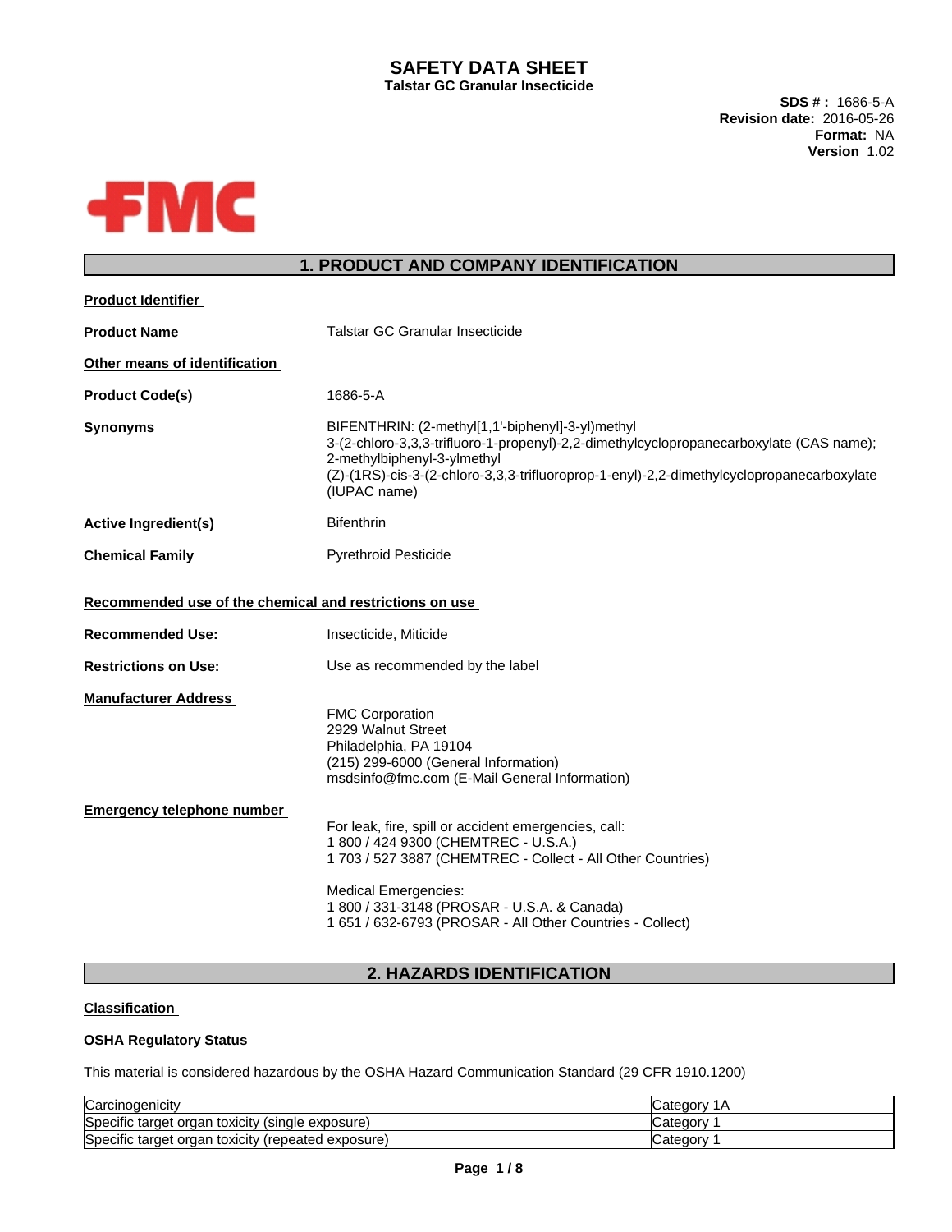# SAFETY DATA SHEET

**Talstar GC Granular Insecticide**

**SDS # :** 1686-5-A
**Revision date:** 2016-05-26
**Format:** NA
**Version** 1.02

## 1. PRODUCT AND COMPANY IDENTIFICATION

**Product Identifier**

**Product Name** Talstar GC Granular Insecticide

**Other means of identification**

**Product Code(s)** 1686-5-A

**Synonyms** BIFENTHRIN: (2-methyl[1,1'-biphenyl]-3-yl)methyl 3-(2-chloro-3,3,3-trifluoro-1-propenyl)-2,2-dimethylcyclopropanecarboxylate (CAS name); 2-methylbiphenyl-3-ylmethyl (Z)-(1RS)-cis-3-(2-chloro-3,3,3-trifluoroprop-1-enyl)-2,2-dimethylcyclopropanecarboxylate (IUPAC name)

**Active Ingredient(s)** Bifenthrin

**Chemical Family** Pyrethroid Pesticide

**Recommended use of the chemical and restrictions on use**

**Recommended Use:** Insecticide, Miticide

**Restrictions on Use:** Use as recommended by the label

**Manufacturer Address**

FMC Corporation
2929 Walnut Street
Philadelphia, PA 19104
(215) 299-6000 (General Information)
msdsinfo@fmc.com (E-Mail General Information)

**Emergency telephone number**

For leak, fire, spill or accident emergencies, call:
1 800 / 424 9300 (CHEMTREC - U.S.A.)
1 703 / 527 3887 (CHEMTREC - Collect - All Other Countries)

Medical Emergencies:
1 800 / 331-3148 (PROSAR - U.S.A. & Canada)
1 651 / 632-6793 (PROSAR - All Other Countries - Collect)

## 2. HAZARDS IDENTIFICATION

**Classification**

**OSHA Regulatory Status**

This material is considered hazardous by the OSHA Hazard Communication Standard (29 CFR 1910.1200)

| Hazard | Category |
|---|---|
| Carcinogenicity | Category 1A |
| Specific target organ toxicity (single exposure) | Category 1 |
| Specific target organ toxicity (repeated exposure) | Category 1 |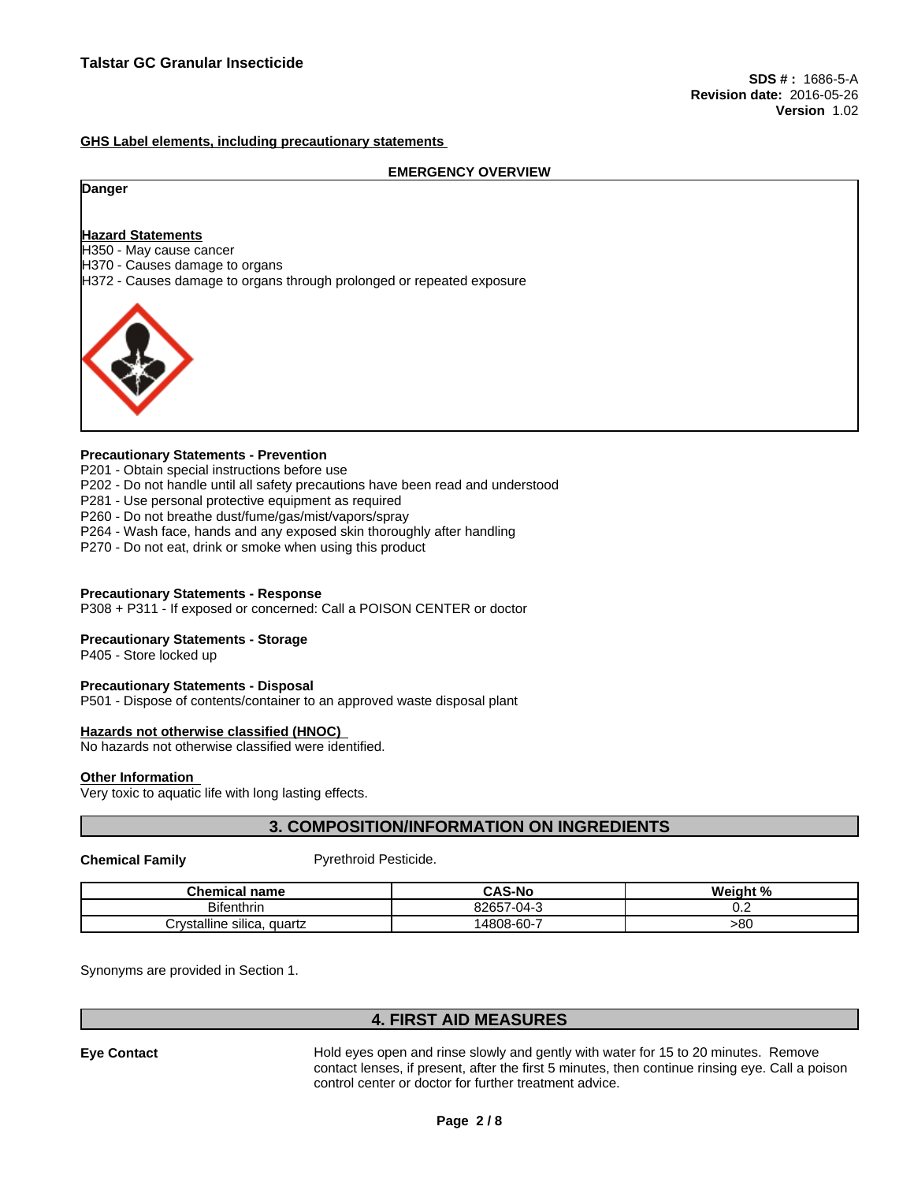**GHS Label elements, including precautionary statements**

**EMERGENCY OVERVIEW**

**Danger**

**Hazard Statements**

H350 - May cause cancer
H370 - Causes damage to organs
H372 - Causes damage to organs through prolonged or repeated exposure

**Precautionary Statements - Prevention**

P201 - Obtain special instructions before use
P202 - Do not handle until all safety precautions have been read and understood
P281 - Use personal protective equipment as required
P260 - Do not breathe dust/fume/gas/mist/vapors/spray
P264 - Wash face, hands and any exposed skin thoroughly after handling
P270 - Do not eat, drink or smoke when using this product

**Precautionary Statements - Response**

P308 + P311 - If exposed or concerned: Call a POISON CENTER or doctor

**Precautionary Statements - Storage**

P405 - Store locked up

**Precautionary Statements - Disposal**

P501 - Dispose of contents/container to an approved waste disposal plant

**Hazards not otherwise classified (HNOC)**

No hazards not otherwise classified were identified.

**Other Information**

Very toxic to aquatic life with long lasting effects.

## 3. COMPOSITION/INFORMATION ON INGREDIENTS

**Chemical Family** Pyrethroid Pesticide.

| Chemical name | CAS-No | Weight % |
|---|---|---|
| Bifenthrin | 82657-04-3 | 0.2 |
| Crystalline silica, quartz | 14808-60-7 | >80 |

Synonyms are provided in Section 1.

## 4. FIRST AID MEASURES

**Eye Contact** Hold eyes open and rinse slowly and gently with water for 15 to 20 minutes. Remove contact lenses, if present, after the first 5 minutes, then continue rinsing eye. Call a poison control center or doctor for further treatment advice.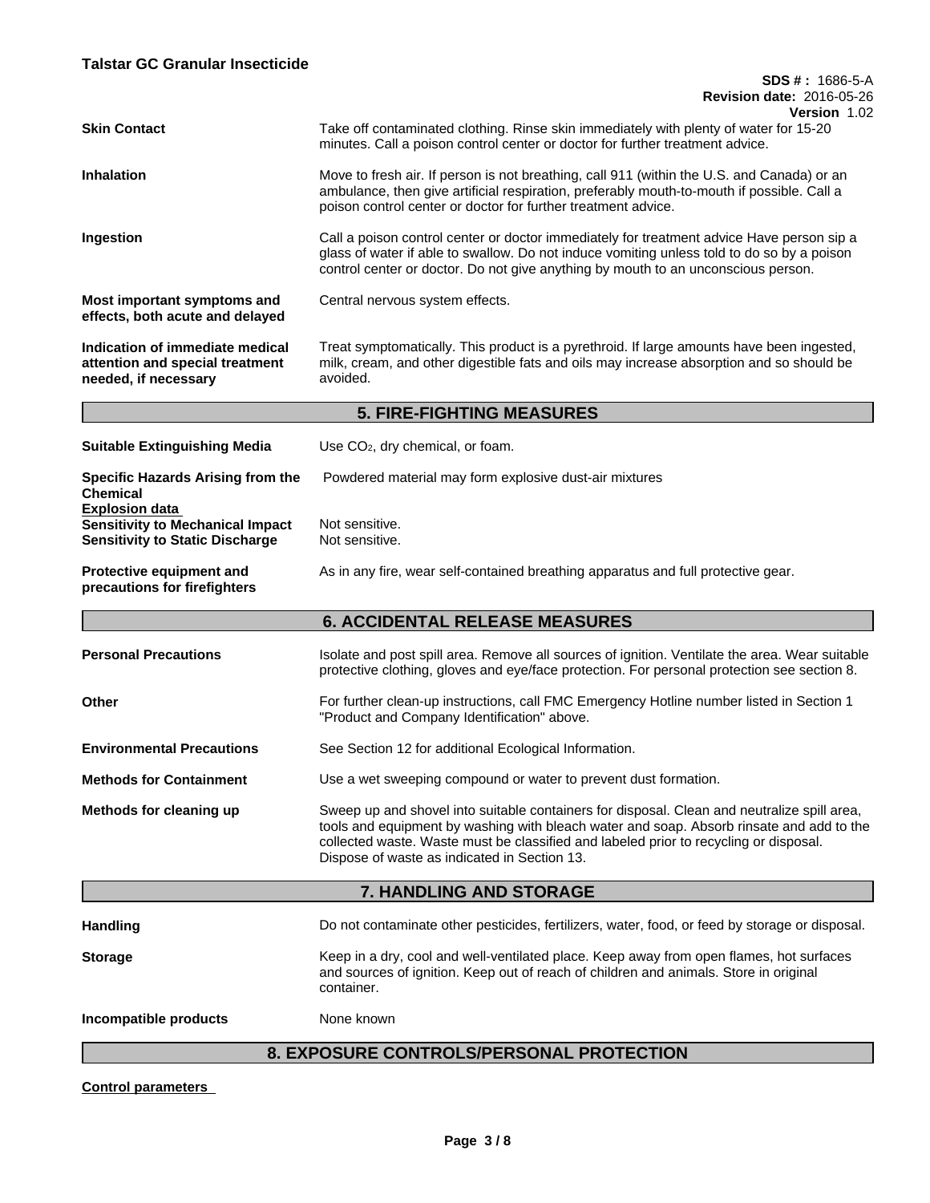| | |
|---|---|
| **Skin Contact** | Take off contaminated clothing. Rinse skin immediately with plenty of water for 15-20 minutes. Call a poison control center or doctor for further treatment advice. |
| **Inhalation** | Move to fresh air. If person is not breathing, call 911 (within the U.S. and Canada) or an ambulance, then give artificial respiration, preferably mouth-to-mouth if possible. Call a poison control center or doctor for further treatment advice. |
| **Ingestion** | Call a poison control center or doctor immediately for treatment advice Have person sip a glass of water if able to swallow. Do not induce vomiting unless told to do so by a poison control center or doctor. Do not give anything by mouth to an unconscious person. |
| **Most important symptoms and effects, both acute and delayed** | Central nervous system effects. |
| **Indication of immediate medical attention and special treatment needed, if necessary** | Treat symptomatically. This product is a pyrethroid. If large amounts have been ingested, milk, cream, and other digestible fats and oils may increase absorption and so should be avoided. |

## 5. FIRE-FIGHTING MEASURES

| | |
|---|---|
| **Suitable Extinguishing Media** | Use $CO_2$, dry chemical, or foam. |
| **Specific Hazards Arising from the Chemical** | Powdered material may form explosive dust-air mixtures |
| **Explosion data** | |
| **Sensitivity to Mechanical Impact** | Not sensitive. |
| **Sensitivity to Static Discharge** | Not sensitive. |
| **Protective equipment and precautions for firefighters** | As in any fire, wear self-contained breathing apparatus and full protective gear. |

## 6. ACCIDENTAL RELEASE MEASURES

| | |
|---|---|
| **Personal Precautions** | Isolate and post spill area. Remove all sources of ignition. Ventilate the area. Wear suitable protective clothing, gloves and eye/face protection. For personal protection see section 8. |
| **Other** | For further clean-up instructions, call FMC Emergency Hotline number listed in Section 1 "Product and Company Identification" above. |
| **Environmental Precautions** | See Section 12 for additional Ecological Information. |
| **Methods for Containment** | Use a wet sweeping compound or water to prevent dust formation. |
| **Methods for cleaning up** | Sweep up and shovel into suitable containers for disposal. Clean and neutralize spill area, tools and equipment by washing with bleach water and soap. Absorb rinsate and add to the collected waste. Waste must be classified and labeled prior to recycling or disposal. Dispose of waste as indicated in Section 13. |

## 7. HANDLING AND STORAGE

| | |
|---|---|
| **Handling** | Do not contaminate other pesticides, fertilizers, water, food, or feed by storage or disposal. |
| **Storage** | Keep in a dry, cool and well-ventilated place. Keep away from open flames, hot surfaces and sources of ignition. Keep out of reach of children and animals. Store in original container. |
| **Incompatible products** | None known |

## 8. EXPOSURE CONTROLS/PERSONAL PROTECTION

**Control parameters**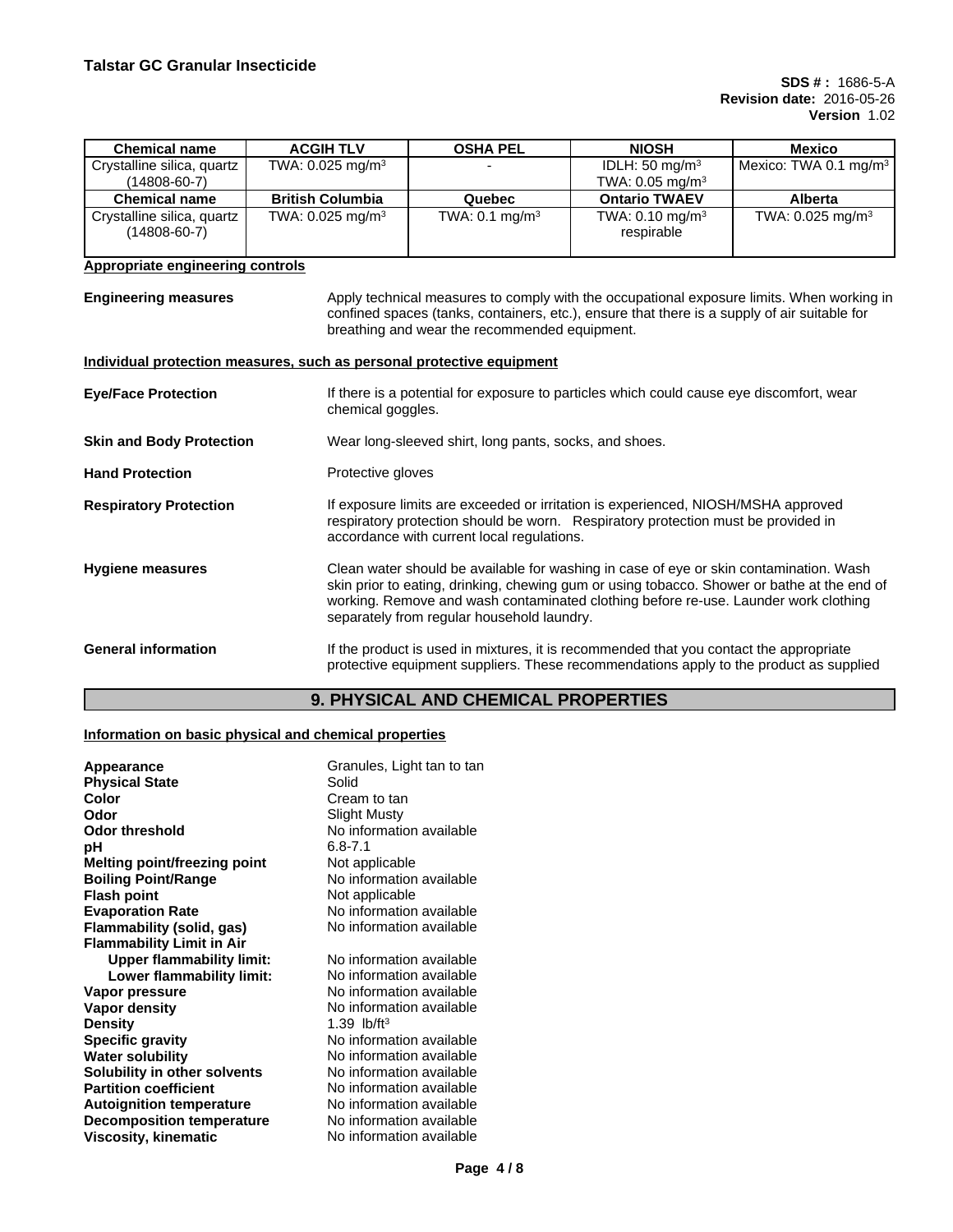| Chemical name | ACGIH TLV | OSHA PEL | NIOSH | Mexico |
|---|---|---|---|---|
| Crystalline silica, quartz (14808-60-7) | TWA: 0.025 mg/m³ | - | IDLH: 50 mg/m³<br>TWA: 0.05 mg/m³ | Mexico: TWA 0.1 mg/m³ |
| **Chemical name** | **British Columbia** | **Quebec** | **Ontario TWAEV** | **Alberta** |
| Crystalline silica, quartz (14808-60-7) | TWA: 0.025 mg/m³ | TWA: 0.1 mg/m³ | TWA: 0.10 mg/m³ respirable | TWA: 0.025 mg/m³ |

**Appropriate engineering controls**

**Engineering measures** Apply technical measures to comply with the occupational exposure limits. When working in confined spaces (tanks, containers, etc.), ensure that there is a supply of air suitable for breathing and wear the recommended equipment.

**Individual protection measures, such as personal protective equipment**

**Eye/Face Protection** If there is a potential for exposure to particles which could cause eye discomfort, wear chemical goggles.

**Skin and Body Protection** Wear long-sleeved shirt, long pants, socks, and shoes.

**Hand Protection** Protective gloves

**Respiratory Protection** If exposure limits are exceeded or irritation is experienced, NIOSH/MSHA approved respiratory protection should be worn. Respiratory protection must be provided in accordance with current local regulations.

**Hygiene measures** Clean water should be available for washing in case of eye or skin contamination. Wash skin prior to eating, drinking, chewing gum or using tobacco. Shower or bathe at the end of working. Remove and wash contaminated clothing before re-use. Launder work clothing separately from regular household laundry.

**General information** If the product is used in mixtures, it is recommended that you contact the appropriate protective equipment suppliers. These recommendations apply to the product as supplied

## 9. PHYSICAL AND CHEMICAL PROPERTIES

**Information on basic physical and chemical properties**

| | |
|---|---|
| **Appearance** | Granules, Light tan to tan |
| **Physical State** | Solid |
| **Color** | Cream to tan |
| **Odor** | Slight Musty |
| **Odor threshold** | No information available |
| **pH** | 6.8-7.1 |
| **Melting point/freezing point** | Not applicable |
| **Boiling Point/Range** | No information available |
| **Flash point** | Not applicable |
| **Evaporation Rate** | No information available |
| **Flammability (solid, gas)** | No information available |
| **Flammability Limit in Air** | |
| **Upper flammability limit:** | No information available |
| **Lower flammability limit:** | No information available |
| **Vapor pressure** | No information available |
| **Vapor density** | No information available |
| **Density** | 1.39 lb/ft³ |
| **Specific gravity** | No information available |
| **Water solubility** | No information available |
| **Solubility in other solvents** | No information available |
| **Partition coefficient** | No information available |
| **Autoignition temperature** | No information available |
| **Decomposition temperature** | No information available |
| **Viscosity, kinematic** | No information available |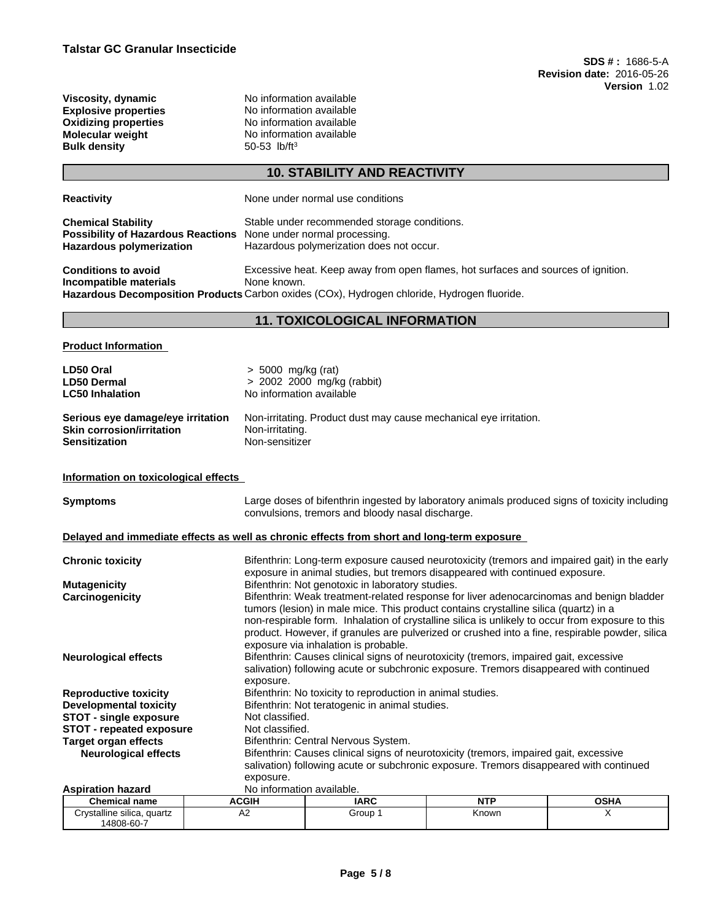| | |
|---|---|
| **Viscosity, dynamic** | No information available |
| **Explosive properties** | No information available |
| **Oxidizing properties** | No information available |
| **Molecular weight** | No information available |
| **Bulk density** | 50-53 lb/ft$^3$ |

## 10. STABILITY AND REACTIVITY

**Reactivity** None under normal use conditions

**Chemical Stability** Stable under recommended storage conditions.
**Possibility of Hazardous Reactions** None under normal processing.
**Hazardous polymerization** Hazardous polymerization does not occur.

**Conditions to avoid** Excessive heat. Keep away from open flames, hot surfaces and sources of ignition.
**Incompatible materials** None known.
**Hazardous Decomposition Products** Carbon oxides (COx), Hydrogen chloride, Hydrogen fluoride.

## 11. TOXICOLOGICAL INFORMATION

**Product Information**

| | |
|---|---|
| **LD50 Oral** | > 5000 mg/kg (rat) |
| **LD50 Dermal** | > 2002 2000 mg/kg (rabbit) |
| **LC50 Inhalation** | No information available |

**Serious eye damage/eye irritation** Non-irritating. Product dust may cause mechanical eye irritation.
**Skin corrosion/irritation** Non-irritating.
**Sensitization** Non-sensitizer

**Information on toxicological effects**

**Symptoms** Large doses of bifenthrin ingested by laboratory animals produced signs of toxicity including convulsions, tremors and bloody nasal discharge.

**Delayed and immediate effects as well as chronic effects from short and long-term exposure**

**Chronic toxicity** Bifenthrin: Long-term exposure caused neurotoxicity (tremors and impaired gait) in the early exposure in animal studies, but tremors disappeared with continued exposure.

**Mutagenicity** Bifenthrin: Not genotoxic in laboratory studies.

**Carcinogenicity** Bifenthrin: Weak treatment-related response for liver adenocarcinomas and benign bladder tumors (lesion) in male mice. This product contains crystalline silica (quartz) in a non-respirable form. Inhalation of crystalline silica is unlikely to occur from exposure to this product. However, if granules are pulverized or crushed into a fine, respirable powder, silica exposure via inhalation is probable.

**Neurological effects** Bifenthrin: Causes clinical signs of neurotoxicity (tremors, impaired gait, excessive salivation) following acute or subchronic exposure. Tremors disappeared with continued exposure.

**Reproductive toxicity** Bifenthrin: No toxicity to reproduction in animal studies.
**Developmental toxicity** Bifenthrin: Not teratogenic in animal studies.
**STOT - single exposure** Not classified.
**STOT - repeated exposure** Not classified.
**Target organ effects** Bifenthrin: Central Nervous System.
**Neurological effects** Bifenthrin: Causes clinical signs of neurotoxicity (tremors, impaired gait, excessive salivation) following acute or subchronic exposure. Tremors disappeared with continued exposure.
**Aspiration hazard** No information available.

| Chemical name | ACGIH | IARC | NTP | OSHA |
|---|---|---|---|---|
| Crystalline silica, quartz 14808-60-7 | A2 | Group 1 | Known | X |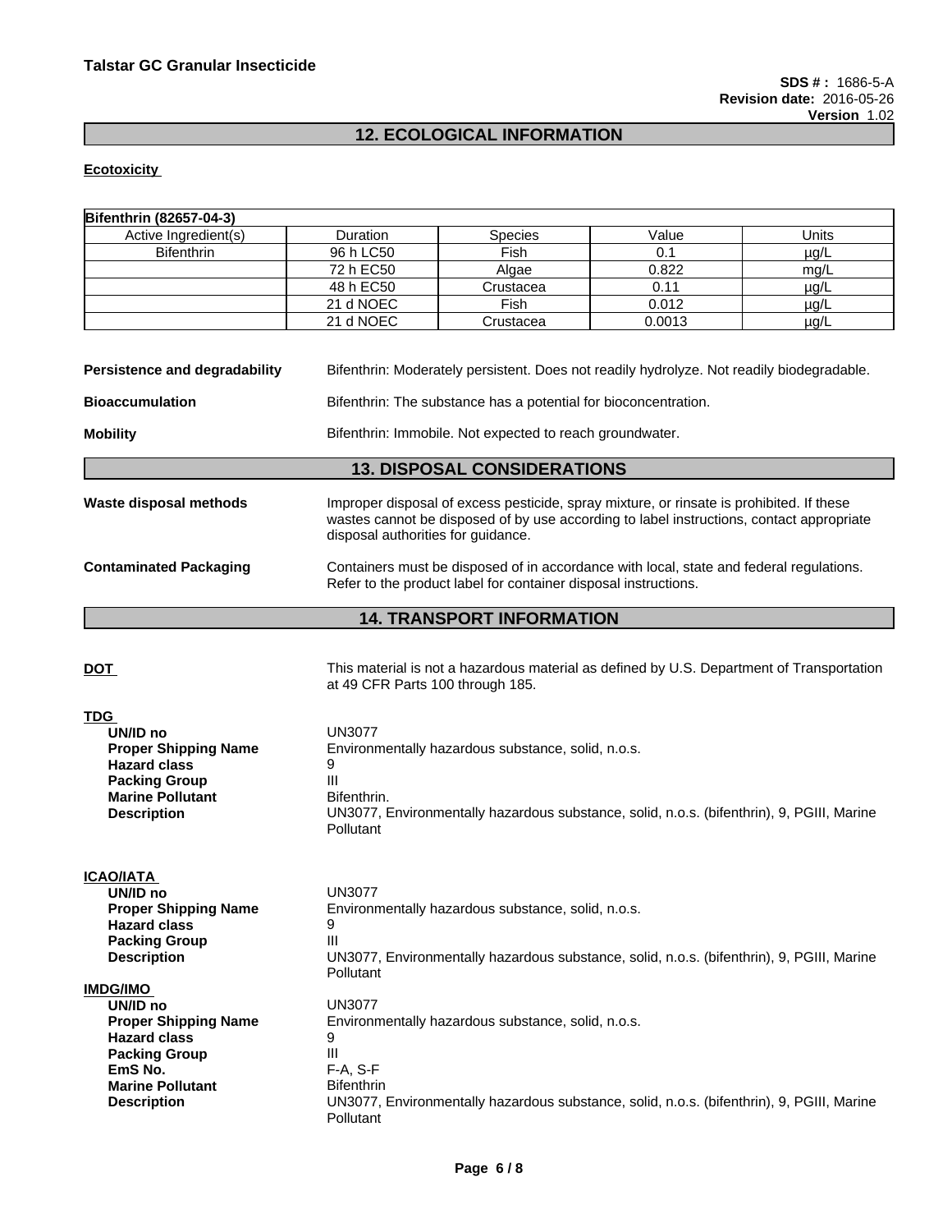## 12. ECOLOGICAL INFORMATION

**Ecotoxicity**

| Bifenthrin (82657-04-3) | | | | |
|---|---|---|---|---|
| Active Ingredient(s) | Duration | Species | Value | Units |
| Bifenthrin | 96 h LC50 | Fish | 0.1 | µg/L |
| | 72 h EC50 | Algae | 0.822 | mg/L |
| | 48 h EC50 | Crustacea | 0.11 | µg/L |
| | 21 d NOEC | Fish | 0.012 | µg/L |
| | 21 d NOEC | Crustacea | 0.0013 | µg/L |

**Persistence and degradability** Bifenthrin: Moderately persistent. Does not readily hydrolyze. Not readily biodegradable.

**Bioaccumulation** Bifenthrin: The substance has a potential for bioconcentration.

**Mobility** Bifenthrin: Immobile. Not expected to reach groundwater.

## 13. DISPOSAL CONSIDERATIONS

**Waste disposal methods** Improper disposal of excess pesticide, spray mixture, or rinsate is prohibited. If these wastes cannot be disposed of by use according to label instructions, contact appropriate disposal authorities for guidance.

**Contaminated Packaging** Containers must be disposed of in accordance with local, state and federal regulations. Refer to the product label for container disposal instructions.

## 14. TRANSPORT INFORMATION

**DOT** This material is not a hazardous material as defined by U.S. Department of Transportation at 49 CFR Parts 100 through 185.

**TDG**

- **UN/ID no** UN3077
- **Proper Shipping Name** Environmentally hazardous substance, solid, n.o.s.
- **Hazard class** 9
- **Packing Group** III
- **Marine Pollutant** Bifenthrin.
- **Description** UN3077, Environmentally hazardous substance, solid, n.o.s. (bifenthrin), 9, PGIII, Marine Pollutant

**ICAO/IATA**

- **UN/ID no** UN3077
- **Proper Shipping Name** Environmentally hazardous substance, solid, n.o.s.
- **Hazard class** 9
- **Packing Group** III
- **Description** UN3077, Environmentally hazardous substance, solid, n.o.s. (bifenthrin), 9, PGIII, Marine Pollutant

**IMDG/IMO**

- **UN/ID no** UN3077
- **Proper Shipping Name** Environmentally hazardous substance, solid, n.o.s.
- **Hazard class** 9
- **Packing Group** III
- **EmS No.** F-A, S-F
- **Marine Pollutant** Bifenthrin
- **Description** UN3077, Environmentally hazardous substance, solid, n.o.s. (bifenthrin), 9, PGIII, Marine Pollutant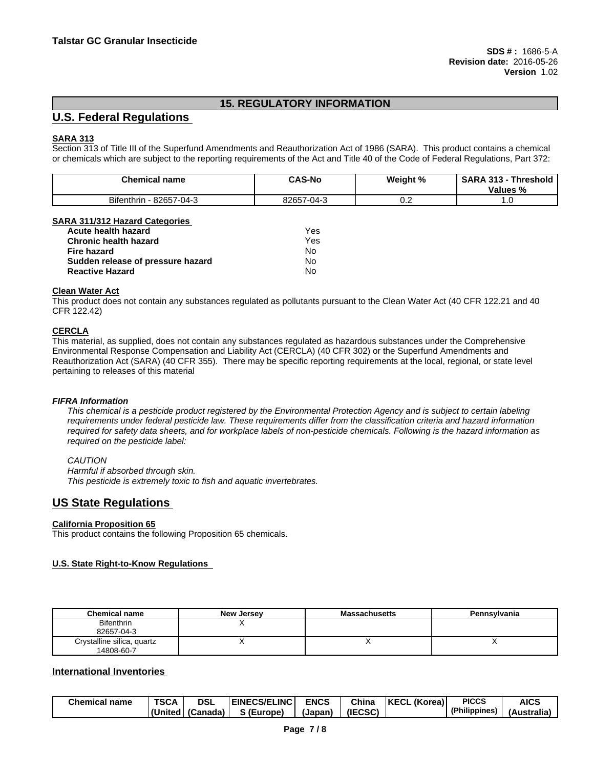## 15. REGULATORY INFORMATION

## U.S. Federal Regulations

**SARA 313**

Section 313 of Title III of the Superfund Amendments and Reauthorization Act of 1986 (SARA). This product contains a chemical or chemicals which are subject to the reporting requirements of the Act and Title 40 of the Code of Federal Regulations, Part 372:

| Chemical name | CAS-No | Weight % | SARA 313 - Threshold Values % |
|---|---|---|---|
| Bifenthrin - 82657-04-3 | 82657-04-3 | 0.2 | 1.0 |

**SARA 311/312 Hazard Categories**

| | |
|---|---|
| **Acute health hazard** | Yes |
| **Chronic health hazard** | Yes |
| **Fire hazard** | No |
| **Sudden release of pressure hazard** | No |
| **Reactive Hazard** | No |

**Clean Water Act**

This product does not contain any substances regulated as pollutants pursuant to the Clean Water Act (40 CFR 122.21 and 40 CFR 122.42)

**CERCLA**

This material, as supplied, does not contain any substances regulated as hazardous substances under the Comprehensive Environmental Response Compensation and Liability Act (CERCLA) (40 CFR 302) or the Superfund Amendments and Reauthorization Act (SARA) (40 CFR 355). There may be specific reporting requirements at the local, regional, or state level pertaining to releases of this material

***FIFRA Information***

*This chemical is a pesticide product registered by the Environmental Protection Agency and is subject to certain labeling requirements under federal pesticide law. These requirements differ from the classification criteria and hazard information required for safety data sheets, and for workplace labels of non-pesticide chemicals. Following is the hazard information as required on the pesticide label:*

*CAUTION*
*Harmful if absorbed through skin.*
*This pesticide is extremely toxic to fish and aquatic invertebrates.*

## US State Regulations

**California Proposition 65**

This product contains the following Proposition 65 chemicals.

**U.S. State Right-to-Know Regulations**

| Chemical name | New Jersey | Massachusetts | Pennsylvania |
|---|---|---|---|
| Bifenthrin 82657-04-3 | X | | |
| Crystalline silica, quartz 14808-60-7 | X | X | X |

**International Inventories**

| Chemical name | TSCA (United | DSL (Canada) | EINECS/ELINCS (Europe) | ENCS (Japan) | China (IECSC) | KECL (Korea) | PICCS (Philippines) | AICS (Australia) |
|---|---|---|---|---|---|---|---|---|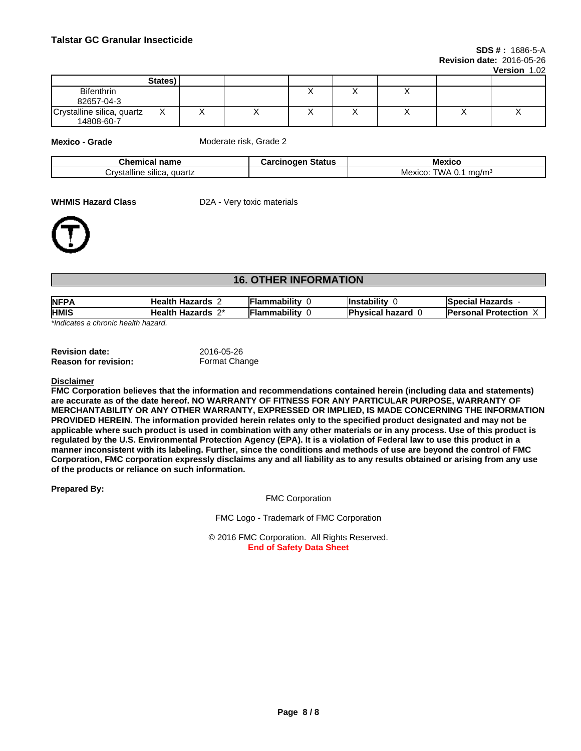| | States) | | | | | | | |
|---|---|---|---|---|---|---|---|---|
| Bifenthrin 82657-04-3 | | | | X | X | X | | |
| Crystalline silica, quartz 14808-60-7 | X | X | X | X | X | X | X | X |

**Mexico - Grade** Moderate risk, Grade 2

| Chemical name | Carcinogen Status | Mexico |
|---|---|---|
| Crystalline silica, quartz | | Mexico: TWA 0.1 mg/m³ |

**WHMIS Hazard Class** D2A - Very toxic materials

## 16. OTHER INFORMATION

| | | | | |
|---|---|---|---|---|
| **NFPA** | **Health Hazards** 2 | **Flammability** 0 | **Instability** 0 | **Special Hazards** - |
| **HMIS** | **Health Hazards** 2* | **Flammability** 0 | **Physical hazard** 0 | **Personal Protection** X |

*Indicates a chronic health hazard.*

**Revision date:** 2016-05-26
**Reason for revision:** Format Change

**Disclaimer**

**FMC Corporation believes that the information and recommendations contained herein (including data and statements) are accurate as of the date hereof. NO WARRANTY OF FITNESS FOR ANY PARTICULAR PURPOSE, WARRANTY OF MERCHANTABILITY OR ANY OTHER WARRANTY, EXPRESSED OR IMPLIED, IS MADE CONCERNING THE INFORMATION PROVIDED HEREIN. The information provided herein relates only to the specified product designated and may not be applicable where such product is used in combination with any other materials or in any process. Use of this product is regulated by the U.S. Environmental Protection Agency (EPA). It is a violation of Federal law to use this product in a manner inconsistent with its labeling. Further, since the conditions and methods of use are beyond the control of FMC Corporation, FMC corporation expressly disclaims any and all liability as to any results obtained or arising from any use of the products or reliance on such information.**

**Prepared By:**

FMC Corporation

FMC Logo - Trademark of FMC Corporation

© 2016 FMC Corporation. All Rights Reserved.

**End of Safety Data Sheet**